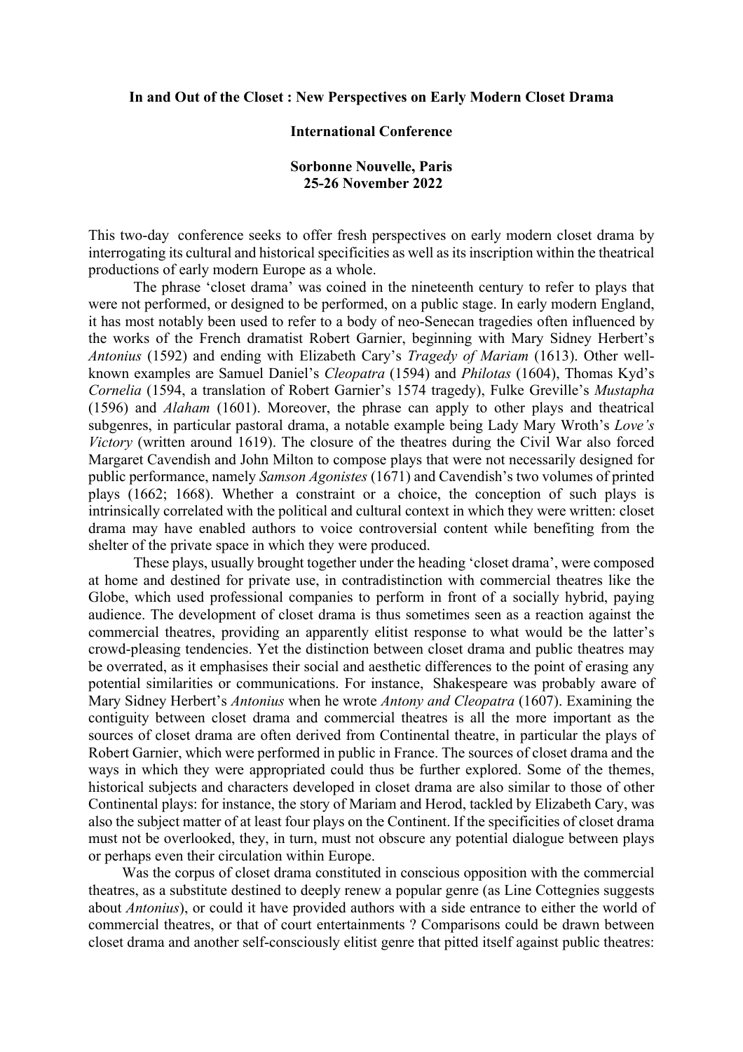**In and Out of the Closet : New Perspectives on Early Modern Closet Drama**

**International Conference**

**Sorbonne Nouvelle, Paris**
**25-26 November 2022**

This two-day conference seeks to offer fresh perspectives on early modern closet drama by interrogating its cultural and historical specificities as well as its inscription within the theatrical productions of early modern Europe as a whole.

The phrase 'closet drama' was coined in the nineteenth century to refer to plays that were not performed, or designed to be performed, on a public stage. In early modern England, it has most notably been used to refer to a body of neo-Senecan tragedies often influenced by the works of the French dramatist Robert Garnier, beginning with Mary Sidney Herbert's *Antonius* (1592) and ending with Elizabeth Cary's *Tragedy of Mariam* (1613). Other well-known examples are Samuel Daniel's *Cleopatra* (1594) and *Philotas* (1604), Thomas Kyd's *Cornelia* (1594, a translation of Robert Garnier's 1574 tragedy), Fulke Greville's *Mustapha* (1596) and *Alaham* (1601). Moreover, the phrase can apply to other plays and theatrical subgenres, in particular pastoral drama, a notable example being Lady Mary Wroth's *Love's Victory* (written around 1619). The closure of the theatres during the Civil War also forced Margaret Cavendish and John Milton to compose plays that were not necessarily designed for public performance, namely *Samson Agonistes* (1671) and Cavendish's two volumes of printed plays (1662; 1668). Whether a constraint or a choice, the conception of such plays is intrinsically correlated with the political and cultural context in which they were written: closet drama may have enabled authors to voice controversial content while benefiting from the shelter of the private space in which they were produced.

These plays, usually brought together under the heading 'closet drama', were composed at home and destined for private use, in contradistinction with commercial theatres like the Globe, which used professional companies to perform in front of a socially hybrid, paying audience. The development of closet drama is thus sometimes seen as a reaction against the commercial theatres, providing an apparently elitist response to what would be the latter's crowd-pleasing tendencies. Yet the distinction between closet drama and public theatres may be overrated, as it emphasises their social and aesthetic differences to the point of erasing any potential similarities or communications. For instance, Shakespeare was probably aware of Mary Sidney Herbert's *Antonius* when he wrote *Antony and Cleopatra* (1607). Examining the contiguity between closet drama and commercial theatres is all the more important as the sources of closet drama are often derived from Continental theatre, in particular the plays of Robert Garnier, which were performed in public in France. The sources of closet drama and the ways in which they were appropriated could thus be further explored. Some of the themes, historical subjects and characters developed in closet drama are also similar to those of other Continental plays: for instance, the story of Mariam and Herod, tackled by Elizabeth Cary, was also the subject matter of at least four plays on the Continent. If the specificities of closet drama must not be overlooked, they, in turn, must not obscure any potential dialogue between plays or perhaps even their circulation within Europe.

Was the corpus of closet drama constituted in conscious opposition with the commercial theatres, as a substitute destined to deeply renew a popular genre (as Line Cottegnies suggests about *Antonius*), or could it have provided authors with a side entrance to either the world of commercial theatres, or that of court entertainments ? Comparisons could be drawn between closet drama and another self-consciously elitist genre that pitted itself against public theatres: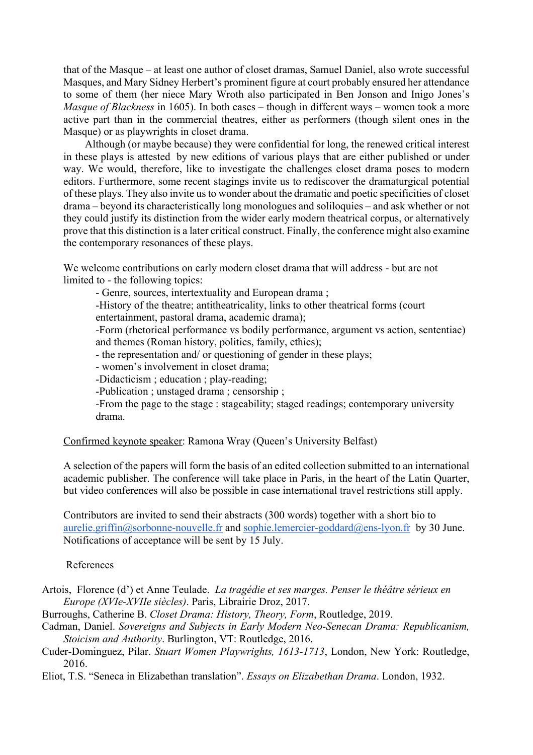that of the Masque – at least one author of closet dramas, Samuel Daniel, also wrote successful Masques, and Mary Sidney Herbert's prominent figure at court probably ensured her attendance to some of them (her niece Mary Wroth also participated in Ben Jonson and Inigo Jones's *Masque of Blackness* in 1605). In both cases – though in different ways – women took a more active part than in the commercial theatres, either as performers (though silent ones in the Masque) or as playwrights in closet drama.

Although (or maybe because) they were confidential for long, the renewed critical interest in these plays is attested by new editions of various plays that are either published or under way. We would, therefore, like to investigate the challenges closet drama poses to modern editors. Furthermore, some recent stagings invite us to rediscover the dramaturgical potential of these plays. They also invite us to wonder about the dramatic and poetic specificities of closet drama – beyond its characteristically long monologues and soliloquies – and ask whether or not they could justify its distinction from the wider early modern theatrical corpus, or alternatively prove that this distinction is a later critical construct. Finally, the conference might also examine the contemporary resonances of these plays.

We welcome contributions on early modern closet drama that will address - but are not limited to - the following topics:

- Genre, sources, intertextuality and European drama ;
- History of the theatre; antitheatricality, links to other theatrical forms (court entertainment, pastoral drama, academic drama);
- Form (rhetorical performance vs bodily performance, argument vs action, sententiae) and themes (Roman history, politics, family, ethics);
- the representation and/ or questioning of gender in these plays;
- women's involvement in closet drama;
- Didacticism ; education ; play-reading;
- Publication ; unstaged drama ; censorship ;
- From the page to the stage : stageability; staged readings; contemporary university drama.

<u>Confirmed keynote speaker</u>: Ramona Wray (Queen's University Belfast)

A selection of the papers will form the basis of an edited collection submitted to an international academic publisher. The conference will take place in Paris, in the heart of the Latin Quarter, but video conferences will also be possible in case international travel restrictions still apply.

Contributors are invited to send their abstracts (300 words) together with a short bio to aurelie.griffin@sorbonne-nouvelle.fr and sophie.lemercier-goddard@ens-lyon.fr by 30 June. Notifications of acceptance will be sent by 15 July.

References

Artois, Florence (d') et Anne Teulade. *La tragédie et ses marges. Penser le théâtre sérieux en Europe (XVIe-XVIIe siècles)*. Paris, Librairie Droz, 2017.

Burroughs, Catherine B. *Closet Drama: History, Theory, Form*, Routledge, 2019.

Cadman, Daniel. *Sovereigns and Subjects in Early Modern Neo-Senecan Drama: Republicanism, Stoicism and Authority*. Burlington, VT: Routledge, 2016.

Cuder-Dominguez, Pilar. *Stuart Women Playwrights, 1613-1713*, London, New York: Routledge, 2016.

Eliot, T.S. "Seneca in Elizabethan translation". *Essays on Elizabethan Drama*. London, 1932.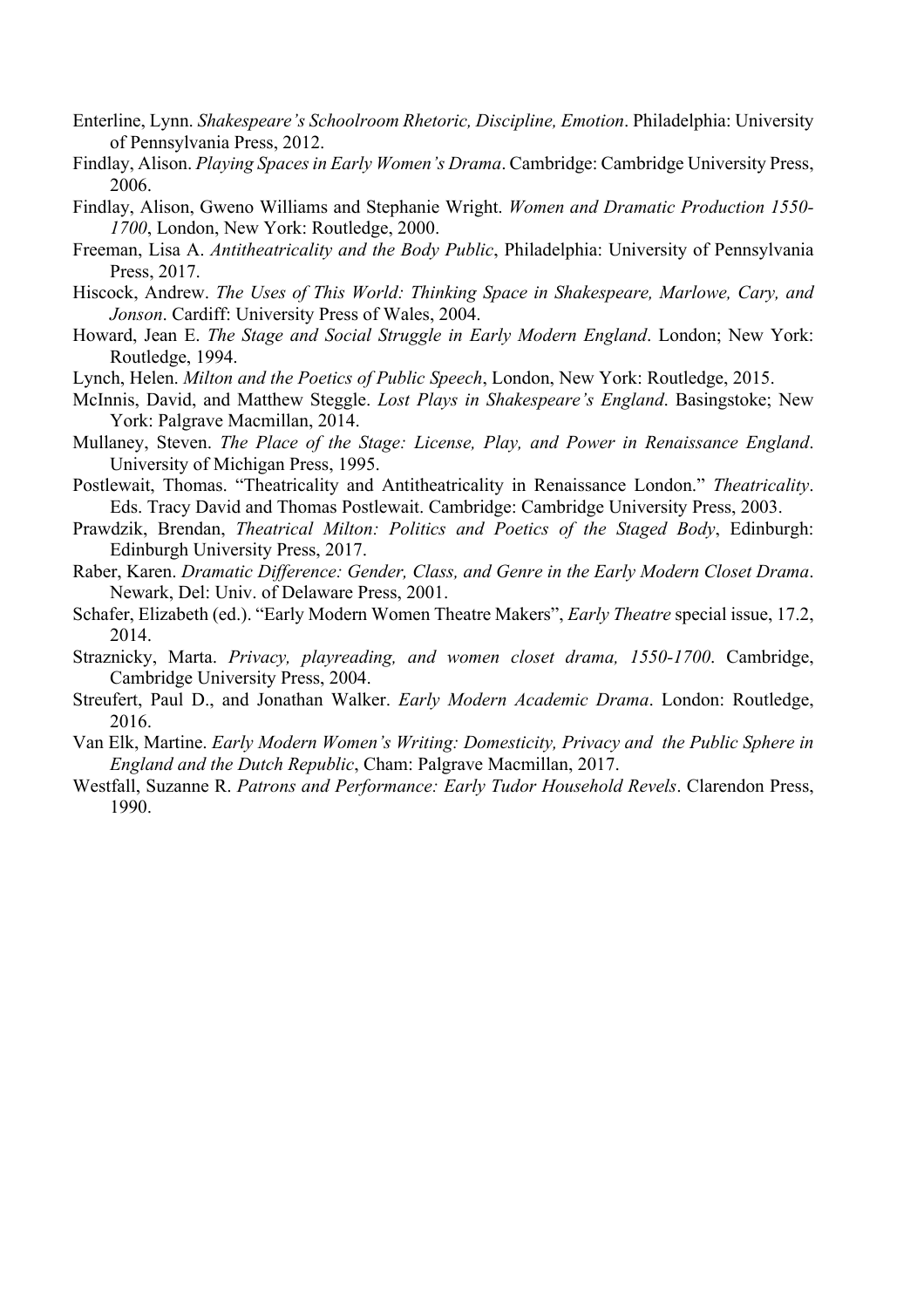Enterline, Lynn. *Shakespeare's Schoolroom Rhetoric, Discipline, Emotion*. Philadelphia: University of Pennsylvania Press, 2012.

Findlay, Alison. *Playing Spaces in Early Women's Drama*. Cambridge: Cambridge University Press, 2006.

Findlay, Alison, Gweno Williams and Stephanie Wright. *Women and Dramatic Production 1550-1700*, London, New York: Routledge, 2000.

Freeman, Lisa A. *Antitheatricality and the Body Public*, Philadelphia: University of Pennsylvania Press, 2017.

Hiscock, Andrew. *The Uses of This World: Thinking Space in Shakespeare, Marlowe, Cary, and Jonson*. Cardiff: University Press of Wales, 2004.

Howard, Jean E. *The Stage and Social Struggle in Early Modern England*. London; New York: Routledge, 1994.

Lynch, Helen. *Milton and the Poetics of Public Speech*, London, New York: Routledge, 2015.

McInnis, David, and Matthew Steggle. *Lost Plays in Shakespeare's England*. Basingstoke; New York: Palgrave Macmillan, 2014.

Mullaney, Steven. *The Place of the Stage: License, Play, and Power in Renaissance England*. University of Michigan Press, 1995.

Postlewait, Thomas. "Theatricality and Antitheatricality in Renaissance London." *Theatricality*. Eds. Tracy David and Thomas Postlewait. Cambridge: Cambridge University Press, 2003.

Prawdzik, Brendan, *Theatrical Milton: Politics and Poetics of the Staged Body*, Edinburgh: Edinburgh University Press, 2017.

Raber, Karen. *Dramatic Difference: Gender, Class, and Genre in the Early Modern Closet Drama*. Newark, Del: Univ. of Delaware Press, 2001.

Schafer, Elizabeth (ed.). "Early Modern Women Theatre Makers", *Early Theatre* special issue, 17.2, 2014.

Straznicky, Marta. *Privacy, playreading, and women closet drama, 1550-1700*. Cambridge, Cambridge University Press, 2004.

Streufert, Paul D., and Jonathan Walker. *Early Modern Academic Drama*. London: Routledge, 2016.

Van Elk, Martine. *Early Modern Women's Writing: Domesticity, Privacy and the Public Sphere in England and the Dutch Republic*, Cham: Palgrave Macmillan, 2017.

Westfall, Suzanne R. *Patrons and Performance: Early Tudor Household Revels*. Clarendon Press, 1990.